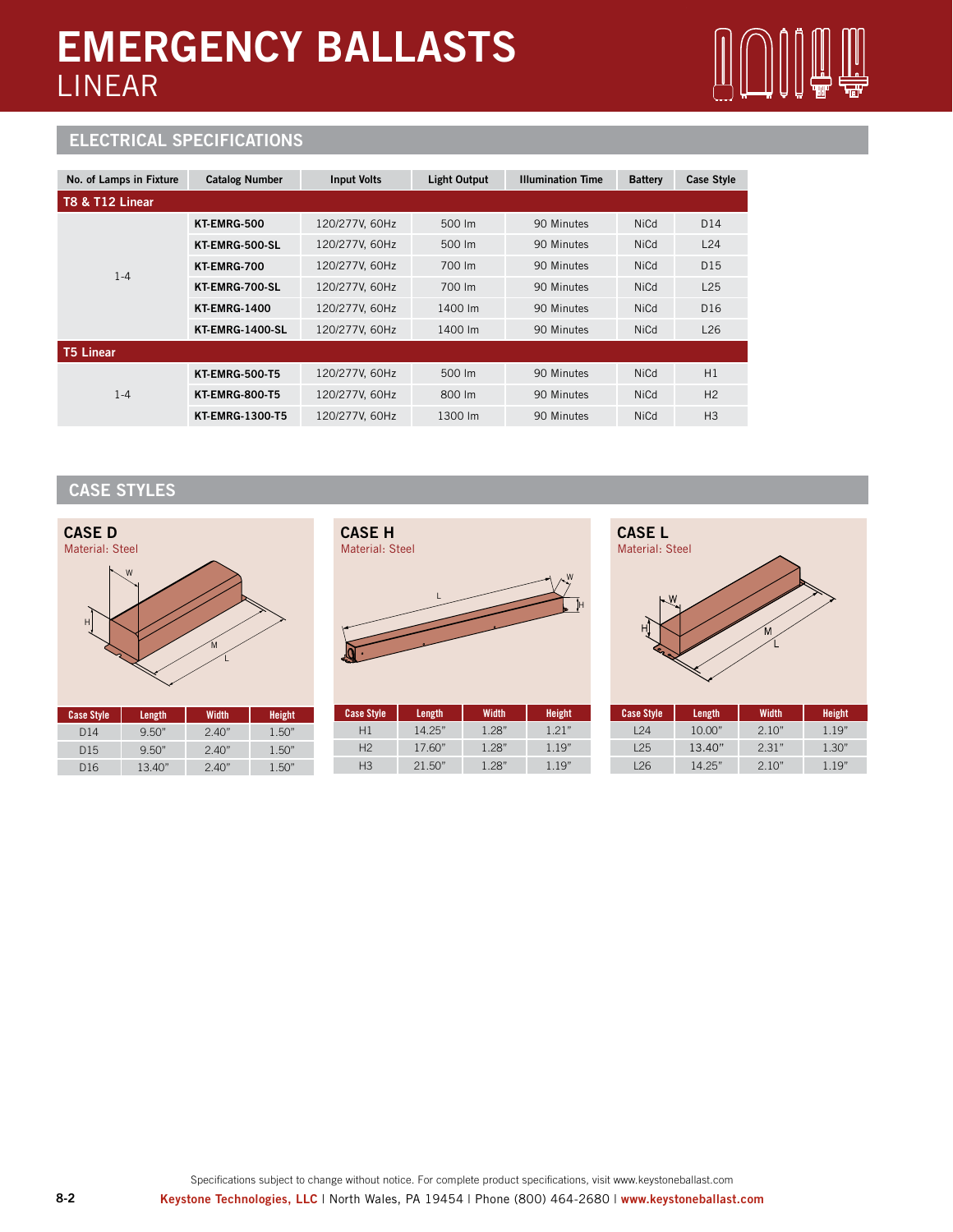# EMERGENCY BALLASTS
## LINEAR

## ELECTRICAL SPECIFICATIONS

| No. of Lamps in Fixture | Catalog Number | Input Volts | Light Output | Illumination Time | Battery | Case Style |
|---|---|---|---|---|---|---|
| **T8 & T12 Linear** | | | | | | |
| 1-4 | **KT-EMRG-500** | 120/277V, 60Hz | 500 lm | 90 Minutes | NiCd | D14 |
| | **KT-EMRG-500-SL** | 120/277V, 60Hz | 500 lm | 90 Minutes | NiCd | L24 |
| | **KT-EMRG-700** | 120/277V, 60Hz | 700 lm | 90 Minutes | NiCd | D15 |
| | **KT-EMRG-700-SL** | 120/277V, 60Hz | 700 lm | 90 Minutes | NiCd | L25 |
| | **KT-EMRG-1400** | 120/277V, 60Hz | 1400 lm | 90 Minutes | NiCd | D16 |
| | **KT-EMRG-1400-SL** | 120/277V, 60Hz | 1400 lm | 90 Minutes | NiCd | L26 |
| **T5 Linear** | | | | | | |
| 1-4 | **KT-EMRG-500-T5** | 120/277V, 60Hz | 500 lm | 90 Minutes | NiCd | H1 |
| | **KT-EMRG-800-T5** | 120/277V, 60Hz | 800 lm | 90 Minutes | NiCd | H2 |
| | **KT-EMRG-1300-T5** | 120/277V, 60Hz | 1300 lm | 90 Minutes | NiCd | H3 |

## CASE STYLES

### CASE D
Material: Steel

| Case Style | Length | Width | Height |
|---|---|---|---|
| D14 | 9.50" | 2.40" | 1.50" |
| D15 | 9.50" | 2.40" | 1.50" |
| D16 | 13.40" | 2.40" | 1.50" |

### CASE H
Material: Steel

| Case Style | Length | Width | Height |
|---|---|---|---|
| H1 | 14.25" | 1.28" | 1.21" |
| H2 | 17.60" | 1.28" | 1.19" |
| H3 | 21.50" | 1.28" | 1.19" |

### CASE L
Material: Steel

| Case Style | Length | Width | Height |
|---|---|---|---|
| L24 | 10.00" | 2.10" | 1.19" |
| L25 | 13.40" | 2.31" | 1.30" |
| L26 | 14.25" | 2.10" | 1.19" |

Specifications subject to change without notice. For complete product specifications, visit www.keystoneballast.com

**Keystone Technologies, LLC** | North Wales, PA 19454 | Phone (800) 464-2680 | **www.keystoneballast.com**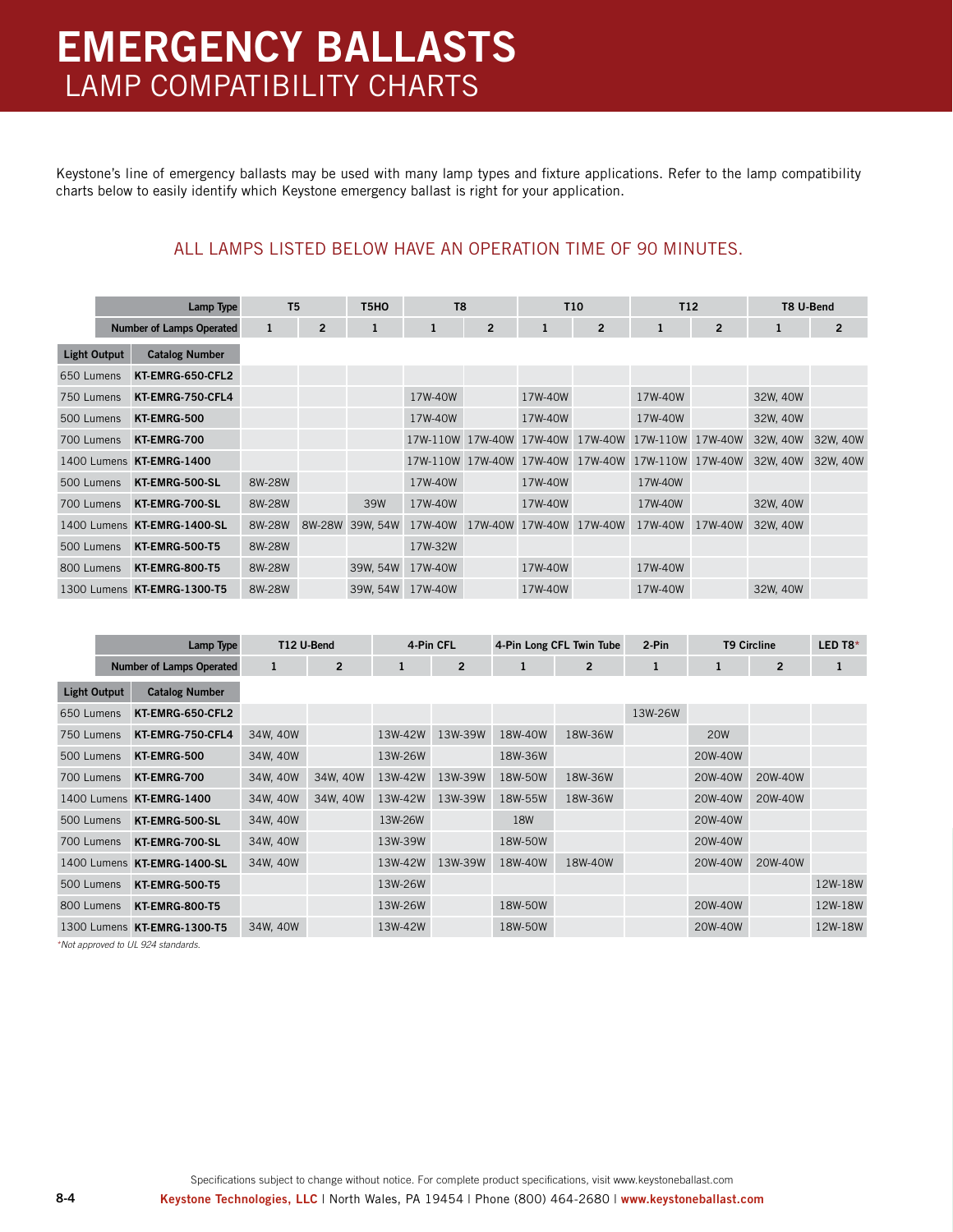# EMERGENCY BALLASTS

## LAMP COMPATIBILITY CHARTS

Keystone's line of emergency ballasts may be used with many lamp types and fixture applications. Refer to the lamp compatibility charts below to easily identify which Keystone emergency ballast is right for your application.

### ALL LAMPS LISTED BELOW HAVE AN OPERATION TIME OF 90 MINUTES.

| | Lamp Type | T5 | | T5HO | T8 | | T10 | | T12 | | T8 U-Bend | |
|---|---|---|---|---|---|---|---|---|---|---|---|---|
| | Number of Lamps Operated | 1 | 2 | 1 | 1 | 2 | 1 | 2 | 1 | 2 | 1 | 2 |
| Light Output | Catalog Number | | | | | | | | | | | |
| 650 Lumens | KT-EMRG-650-CFL2 | | | | | | | | | | | |
| 750 Lumens | KT-EMRG-750-CFL4 | | | | 17W-40W | | 17W-40W | | 17W-40W | | 32W, 40W | |
| 500 Lumens | KT-EMRG-500 | | | | 17W-40W | | 17W-40W | | 17W-40W | | 32W, 40W | |
| 700 Lumens | KT-EMRG-700 | | | | 17W-110W | 17W-40W | 17W-40W | 17W-40W | 17W-110W | 17W-40W | 32W, 40W | 32W, 40W |
| 1400 Lumens | KT-EMRG-1400 | | | | 17W-110W | 17W-40W | 17W-40W | 17W-40W | 17W-110W | 17W-40W | 32W, 40W | 32W, 40W |
| 500 Lumens | KT-EMRG-500-SL | 8W-28W | | | 17W-40W | | 17W-40W | | 17W-40W | | | |
| 700 Lumens | KT-EMRG-700-SL | 8W-28W | | 39W | 17W-40W | | 17W-40W | | 17W-40W | | 32W, 40W | |
| 1400 Lumens | KT-EMRG-1400-SL | 8W-28W | 8W-28W | 39W, 54W | 17W-40W | 17W-40W | 17W-40W | 17W-40W | 17W-40W | 17W-40W | 32W, 40W | |
| 500 Lumens | KT-EMRG-500-T5 | 8W-28W | | | 17W-32W | | | | | | | |
| 800 Lumens | KT-EMRG-800-T5 | 8W-28W | | 39W, 54W | 17W-40W | | 17W-40W | | 17W-40W | | | |
| 1300 Lumens | KT-EMRG-1300-T5 | 8W-28W | | 39W, 54W | 17W-40W | | 17W-40W | | 17W-40W | | 32W, 40W | |

| | Lamp Type | T12 U-Bend | | 4-Pin CFL | | 4-Pin Long CFL Twin Tube | | 2-Pin | T9 Circline | | LED T8* |
|---|---|---|---|---|---|---|---|---|---|---|---|
| | Number of Lamps Operated | 1 | 2 | 1 | 2 | 1 | 2 | 1 | 1 | 2 | 1 |
| Light Output | Catalog Number | | | | | | | | | | |
| 650 Lumens | KT-EMRG-650-CFL2 | | | | | | | 13W-26W | | | |
| 750 Lumens | KT-EMRG-750-CFL4 | 34W, 40W | | 13W-42W | 13W-39W | 18W-40W | 18W-36W | | 20W | | |
| 500 Lumens | KT-EMRG-500 | 34W, 40W | | 13W-26W | | 18W-36W | | | 20W-40W | | |
| 700 Lumens | KT-EMRG-700 | 34W, 40W | 34W, 40W | 13W-42W | 13W-39W | 18W-50W | 18W-36W | | 20W-40W | 20W-40W | |
| 1400 Lumens | KT-EMRG-1400 | 34W, 40W | 34W, 40W | 13W-42W | 13W-39W | 18W-55W | 18W-36W | | 20W-40W | 20W-40W | |
| 500 Lumens | KT-EMRG-500-SL | 34W, 40W | | 13W-26W | | 18W | | | 20W-40W | | |
| 700 Lumens | KT-EMRG-700-SL | 34W, 40W | | 13W-39W | | 18W-50W | | | 20W-40W | | |
| 1400 Lumens | KT-EMRG-1400-SL | 34W, 40W | | 13W-42W | 13W-39W | 18W-40W | 18W-40W | | 20W-40W | 20W-40W | |
| 500 Lumens | KT-EMRG-500-T5 | | | 13W-26W | | | | | | | 12W-18W |
| 800 Lumens | KT-EMRG-800-T5 | | | 13W-26W | | 18W-50W | | | 20W-40W | | 12W-18W |
| 1300 Lumens | KT-EMRG-1300-T5 | 34W, 40W | | 13W-42W | | 18W-50W | | | 20W-40W | | 12W-18W |

*Not approved to UL 924 standards.*

Specifications subject to change without notice. For complete product specifications, visit www.keystoneballast.com

**Keystone Technologies, LLC** | North Wales, PA 19454 | Phone (800) 464-2680 | **www.keystoneballast.com**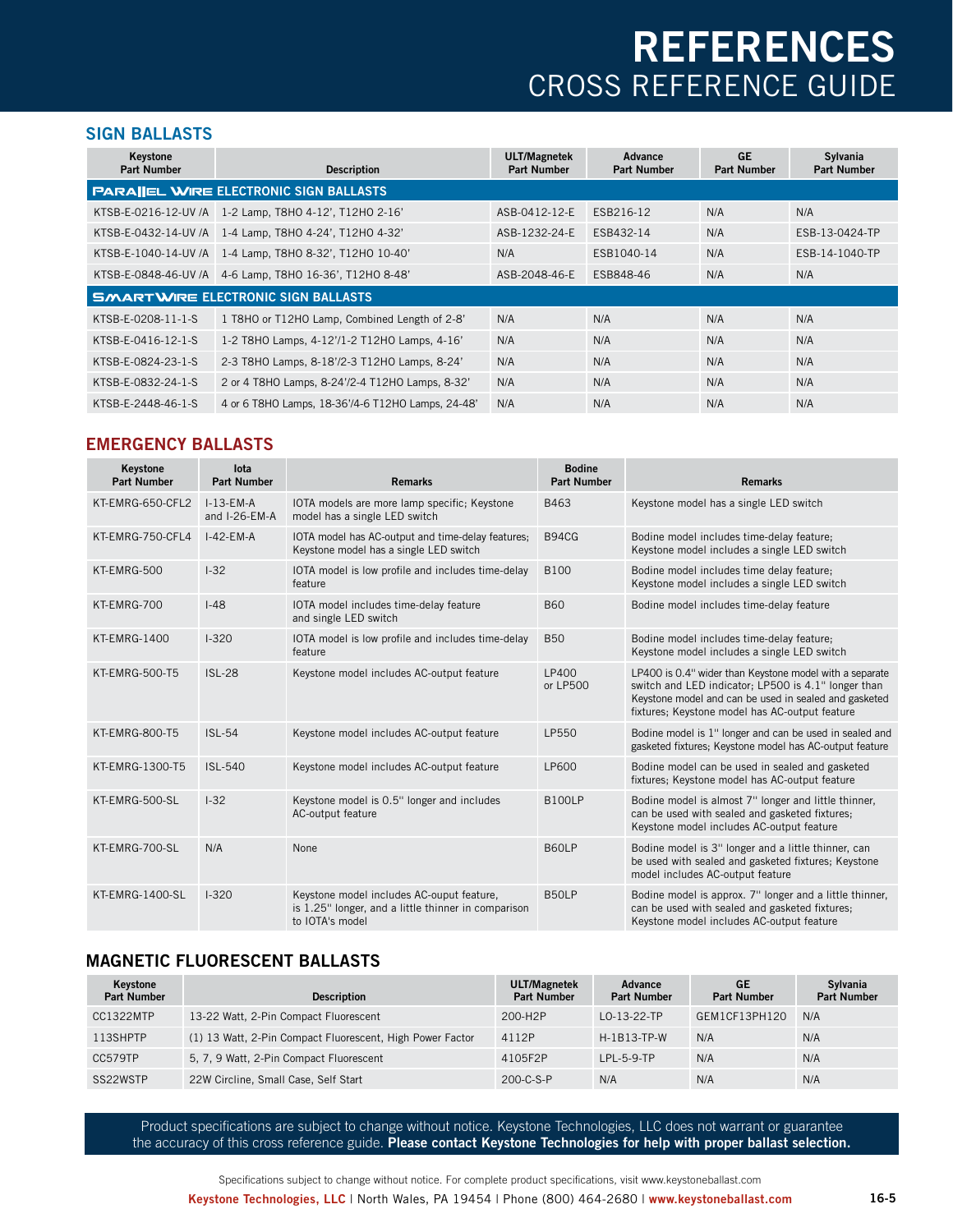# REFERENCES
## CROSS REFERENCE GUIDE

## SIGN BALLASTS

| Keystone Part Number | Description | ULT/Magnetek Part Number | Advance Part Number | GE Part Number | Sylvania Part Number |
|---|---|---|---|---|---|
| **PARALLEL WIRE ELECTRONIC SIGN BALLASTS** | | | | | |
| KTSB-E-0216-12-UV /A | 1-2 Lamp, T8HO 4-12', T12HO 2-16' | ASB-0412-12-E | ESB216-12 | N/A | N/A |
| KTSB-E-0432-14-UV /A | 1-4 Lamp, T8HO 4-24', T12HO 4-32' | ASB-1232-24-E | ESB432-14 | N/A | ESB-13-0424-TP |
| KTSB-E-1040-14-UV /A | 1-4 Lamp, T8HO 8-32', T12HO 10-40' | N/A | ESB1040-14 | N/A | ESB-14-1040-TP |
| KTSB-E-0848-46-UV /A | 4-6 Lamp, T8HO 16-36', T12HO 8-48' | ASB-2048-46-E | ESB848-46 | N/A | N/A |
| **SMARTWIRE ELECTRONIC SIGN BALLASTS** | | | | | |
| KTSB-E-0208-11-1-S | 1 T8HO or T12HO Lamp, Combined Length of 2-8' | N/A | N/A | N/A | N/A |
| KTSB-E-0416-12-1-S | 1-2 T8HO Lamps, 4-12'/1-2 T12HO Lamps, 4-16' | N/A | N/A | N/A | N/A |
| KTSB-E-0824-23-1-S | 2-3 T8HO Lamps, 8-18'/2-3 T12HO Lamps, 8-24' | N/A | N/A | N/A | N/A |
| KTSB-E-0832-24-1-S | 2 or 4 T8HO Lamps, 8-24'/2-4 T12HO Lamps, 8-32' | N/A | N/A | N/A | N/A |
| KTSB-E-2448-46-1-S | 4 or 6 T8HO Lamps, 18-36'/4-6 T12HO Lamps, 24-48' | N/A | N/A | N/A | N/A |

## EMERGENCY BALLASTS

| Keystone Part Number | Iota Part Number | Remarks | Bodine Part Number | Remarks |
|---|---|---|---|---|
| KT-EMRG-650-CFL2 | I-13-EM-A and I-26-EM-A | IOTA models are more lamp specific; Keystone model has a single LED switch | B463 | Keystone model has a single LED switch |
| KT-EMRG-750-CFL4 | I-42-EM-A | IOTA model has AC-output and time-delay features; Keystone model has a single LED switch | B94CG | Bodine model includes time-delay feature; Keystone model includes a single LED switch |
| KT-EMRG-500 | I-32 | IOTA model is low profile and includes time-delay feature | B100 | Bodine model includes time delay feature; Keystone model includes a single LED switch |
| KT-EMRG-700 | I-48 | IOTA model includes time-delay feature and single LED switch | B60 | Bodine model includes time-delay feature |
| KT-EMRG-1400 | I-320 | IOTA model is low profile and includes time-delay feature | B50 | Bodine model includes time-delay feature; Keystone model includes a single LED switch |
| KT-EMRG-500-T5 | ISL-28 | Keystone model includes AC-output feature | LP400 or LP500 | LP400 is 0.4" wider than Keystone model with a separate switch and LED indicator; LP500 is 4.1" longer than Keystone model and can be used in sealed and gasketed fixtures; Keystone model has AC-output feature |
| KT-EMRG-800-T5 | ISL-54 | Keystone model includes AC-output feature | LP550 | Bodine model is 1" longer and can be used in sealed and gasketed fixtures; Keystone model has AC-output feature |
| KT-EMRG-1300-T5 | ISL-540 | Keystone model includes AC-output feature | LP600 | Bodine model can be used in sealed and gasketed fixtures; Keystone model has AC-output feature |
| KT-EMRG-500-SL | I-32 | Keystone model is 0.5" longer and includes AC-output feature | B100LP | Bodine model is almost 7" longer and little thinner, can be used with sealed and gasketed fixtures; Keystone model includes AC-output feature |
| KT-EMRG-700-SL | N/A | None | B60LP | Bodine model is 3" longer and a little thinner, can be used with sealed and gasketed fixtures; Keystone model includes AC-output feature |
| KT-EMRG-1400-SL | I-320 | Keystone model includes AC-ouput feature, is 1.25" longer, and a little thinner in comparison to IOTA's model | B50LP | Bodine model is approx. 7" longer and a little thinner, can be used with sealed and gasketed fixtures; Keystone model includes AC-output feature |

## MAGNETIC FLUORESCENT BALLASTS

| Keystone Part Number | Description | ULT/Magnetek Part Number | Advance Part Number | GE Part Number | Sylvania Part Number |
|---|---|---|---|---|---|
| CC1322MTP | 13-22 Watt, 2-Pin Compact Fluorescent | 200-H2P | LO-13-22-TP | GEM1CF13PH120 | N/A |
| 113SHPTP | (1) 13 Watt, 2-Pin Compact Fluorescent, High Power Factor | 4112P | H-1B13-TP-W | N/A | N/A |
| CC579TP | 5, 7, 9 Watt, 2-Pin Compact Fluorescent | 4105F2P | LPL-5-9-TP | N/A | N/A |
| SS22WSTP | 22W Circline, Small Case, Self Start | 200-C-S-P | N/A | N/A | N/A |

Product specifications are subject to change without notice. Keystone Technologies, LLC does not warrant or guarantee the accuracy of this cross reference guide. **Please contact Keystone Technologies for help with proper ballast selection.**

Specifications subject to change without notice. For complete product specifications, visit www.keystoneballast.com

**Keystone Technologies, LLC** | North Wales, PA 19454 | Phone (800) 464-2680 | **www.keystoneballast.com**